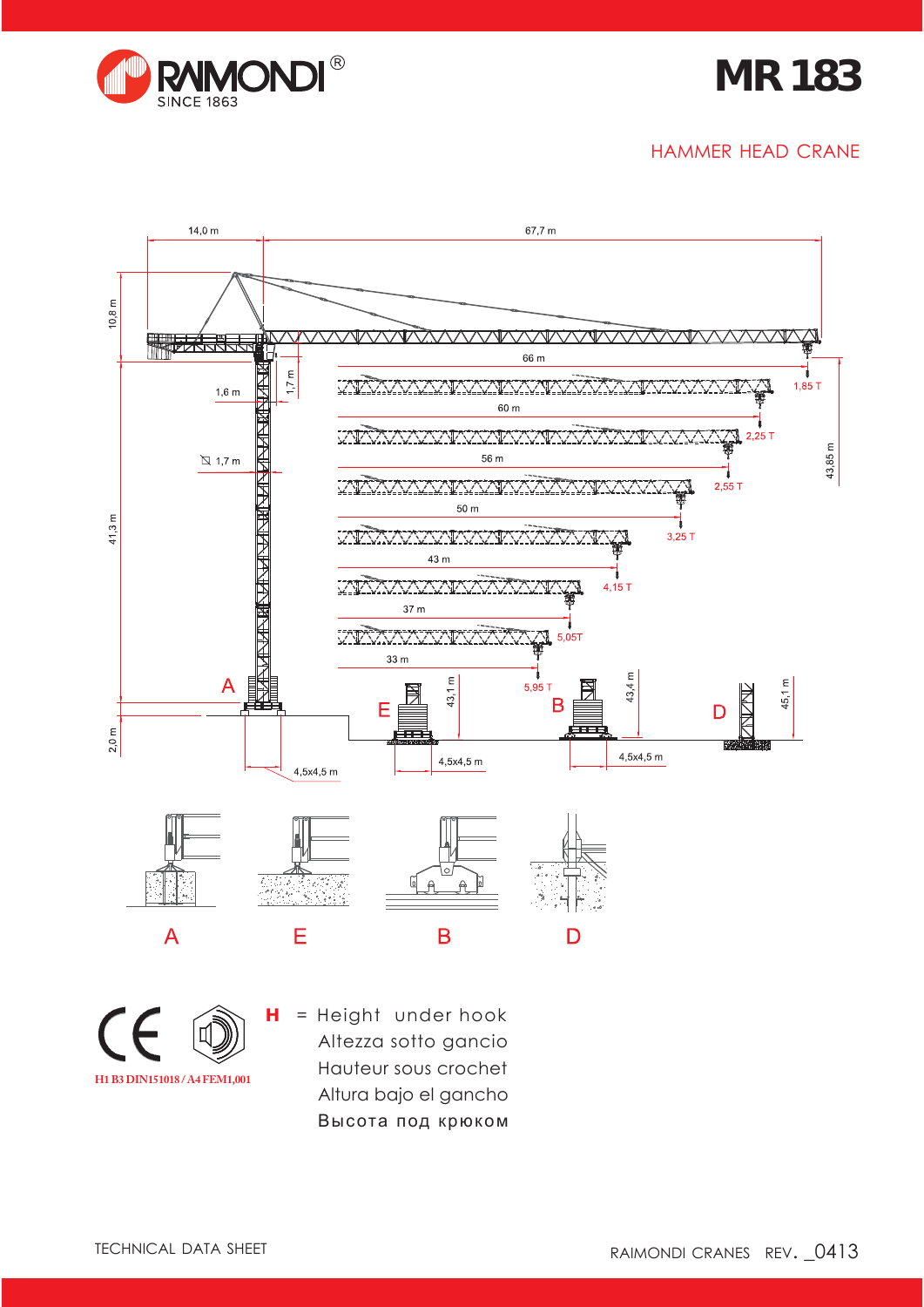# MR 183

RAIMONDI® SINCE 1863

## HAMMER HEAD CRANE

14,0 m | 67,7 m

10,8 m

66 m — 1,85 T

60 m — 2,25 T

56 m — 2,55 T

50 m — 3,25 T

43 m — 4,15 T

37 m — 5,05T

33 m — 5,95 T

1,6 m

1,7 m

⊠ 1,7 m

41,3 m

43,85 m

43,1 m

43,4 m

45,1 m

2,0 m

4,5x4,5 m

4,5x4,5 m

4,5x4,5 m

A E B D

A E B D

H1 B3 DIN151018 / A4 FEM1,001

**H** = Height under hook
Altezza sotto gancio
Hauteur sous crochet
Altura bajo el gancho
Высота под крюком

TECHNICAL DATA SHEET

RAIMONDI CRANES REV. _0413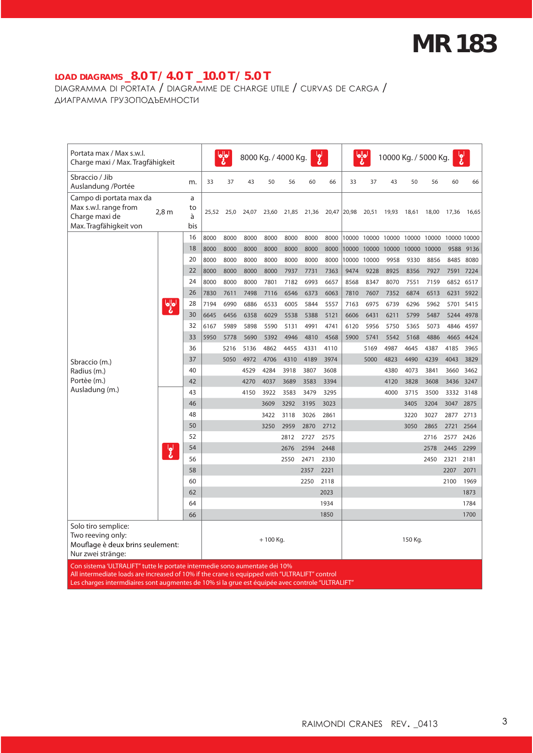# LOAD DIAGRAMS _8.0 T / 4.0 T _10.0 T / 5.0 T

DIAGRAMMA DI PORTATA / DIAGRAMME DE CHARGE UTILE / CURVAS DE CARGA / ДИАГРАММА ГРУЗОПОДЪЕМНОСТИ

| Portata max / Max s.w.l. / Charge maxi / Max. Tragfähigkeit | | | 8000 Kg. / 4000 Kg. | | | | | | | 10000 Kg. / 5000 Kg. | | | | | | |
|---|---|---|---|---|---|---|---|---|---|---|---|---|---|---|---|
| Sbraccio / Jib / Auslandung /Portée | | m. | 33 | 37 | 43 | 50 | 56 | 60 | 66 | 33 | 37 | 43 | 50 | 56 | 60 | 66 |
| Campo di portata max da / Max s.w.l. range from / Charge maxi de / Max. Tragfähigkeit von | 2,8 m | a / to / à / bis | 25,52 | 25,0 | 24,07 | 23,60 | 21,85 | 21,36 | 20,47 | 20,98 | 20,51 | 19,93 | 18,61 | 18,00 | 17,36 | 16,65 |
| Sbraccio (m.) / Radius (m.) / Portèe (m.) / Ausladung (m.) | 4-fall | 16 | 8000 | 8000 | 8000 | 8000 | 8000 | 8000 | 8000 | 10000 | 10000 | 10000 | 10000 | 10000 | 10000 | 10000 |
| | | 18 | 8000 | 8000 | 8000 | 8000 | 8000 | 8000 | 8000 | 10000 | 10000 | 10000 | 10000 | 10000 | 9588 | 9136 |
| | | 20 | 8000 | 8000 | 8000 | 8000 | 8000 | 8000 | 8000 | 10000 | 10000 | 9958 | 9330 | 8856 | 8485 | 8080 |
| | | 22 | 8000 | 8000 | 8000 | 8000 | 7937 | 7731 | 7363 | 9474 | 9228 | 8925 | 8356 | 7927 | 7591 | 7224 |
| | | 24 | 8000 | 8000 | 8000 | 7801 | 7182 | 6993 | 6657 | 8568 | 8347 | 8070 | 7551 | 7159 | 6852 | 6517 |
| | | 26 | 7830 | 7611 | 7498 | 7116 | 6546 | 6373 | 6063 | 7810 | 7607 | 7352 | 6874 | 6513 | 6231 | 5922 |
| | | 28 | 7194 | 6990 | 6886 | 6533 | 6005 | 5844 | 5557 | 7163 | 6975 | 6739 | 6296 | 5962 | 5701 | 5415 |
| | | 30 | 6645 | 6456 | 6358 | 6029 | 5538 | 5388 | 5121 | 6606 | 6431 | 6211 | 5799 | 5487 | 5244 | 4978 |
| | | 32 | 6167 | 5989 | 5898 | 5590 | 5131 | 4991 | 4741 | 6120 | 5956 | 5750 | 5365 | 5073 | 4846 | 4597 |
| | | 33 | 5950 | 5778 | 5690 | 5392 | 4946 | 4810 | 4568 | 5900 | 5741 | 5542 | 5168 | 4886 | 4665 | 4424 |
| | | 36 | | 5216 | 5136 | 4862 | 4455 | 4331 | 4110 | | 5169 | 4987 | 4645 | 4387 | 4185 | 3965 |
| | | 37 | | 5050 | 4972 | 4706 | 4310 | 4189 | 3974 | | 5000 | 4823 | 4490 | 4239 | 4043 | 3829 |
| | | 40 | | | 4529 | 4284 | 3918 | 3807 | 3608 | | | 4380 | 4073 | 3841 | 3660 | 3462 |
| | | 42 | | | 4270 | 4037 | 3689 | 3583 | 3394 | | | 4120 | 3828 | 3608 | 3436 | 3247 |
| | 2-fall | 43 | | | 4150 | 3922 | 3583 | 3479 | 3295 | | | 4000 | 3715 | 3500 | 3332 | 3148 |
| | | 46 | | | | 3609 | 3292 | 3195 | 3023 | | | | 3405 | 3204 | 3047 | 2875 |
| | | 48 | | | | 3422 | 3118 | 3026 | 2861 | | | | 3220 | 3027 | 2877 | 2713 |
| | | 50 | | | | 3250 | 2959 | 2870 | 2712 | | | | 3050 | 2865 | 2721 | 2564 |
| | | 52 | | | | | 2812 | 2727 | 2575 | | | | | 2716 | 2577 | 2426 |
| | | 54 | | | | | 2676 | 2594 | 2448 | | | | | 2578 | 2445 | 2299 |
| | | 56 | | | | | 2550 | 2471 | 2330 | | | | | 2450 | 2321 | 2181 |
| | | 58 | | | | | | 2357 | 2221 | | | | | | 2207 | 2071 |
| | | 60 | | | | | | 2250 | 2118 | | | | | | 2100 | 1969 |
| | | 62 | | | | | | | 2023 | | | | | | | 1873 |
| | | 64 | | | | | | | 1934 | | | | | | | 1784 |
| | | 66 | | | | | | | 1850 | | | | | | | 1700 |
| Solo tiro semplice: / Two reeving only: / Mouflage è deux brins seulement: / Nur zwei stränge: | | | + 100 Kg. | | | | | | | 150 Kg. | | | | | | |

Con sistema 'ULTRALIFT" tutte le portate intermedie sono aumentate dei 10%
All intermediate loads are increased of 10% if the crane is equipped with "ULTRALIFT" control
Les charges intermdiaires sont augmentes de 10% si la grue est équipée avec controle "ULTRALIFT"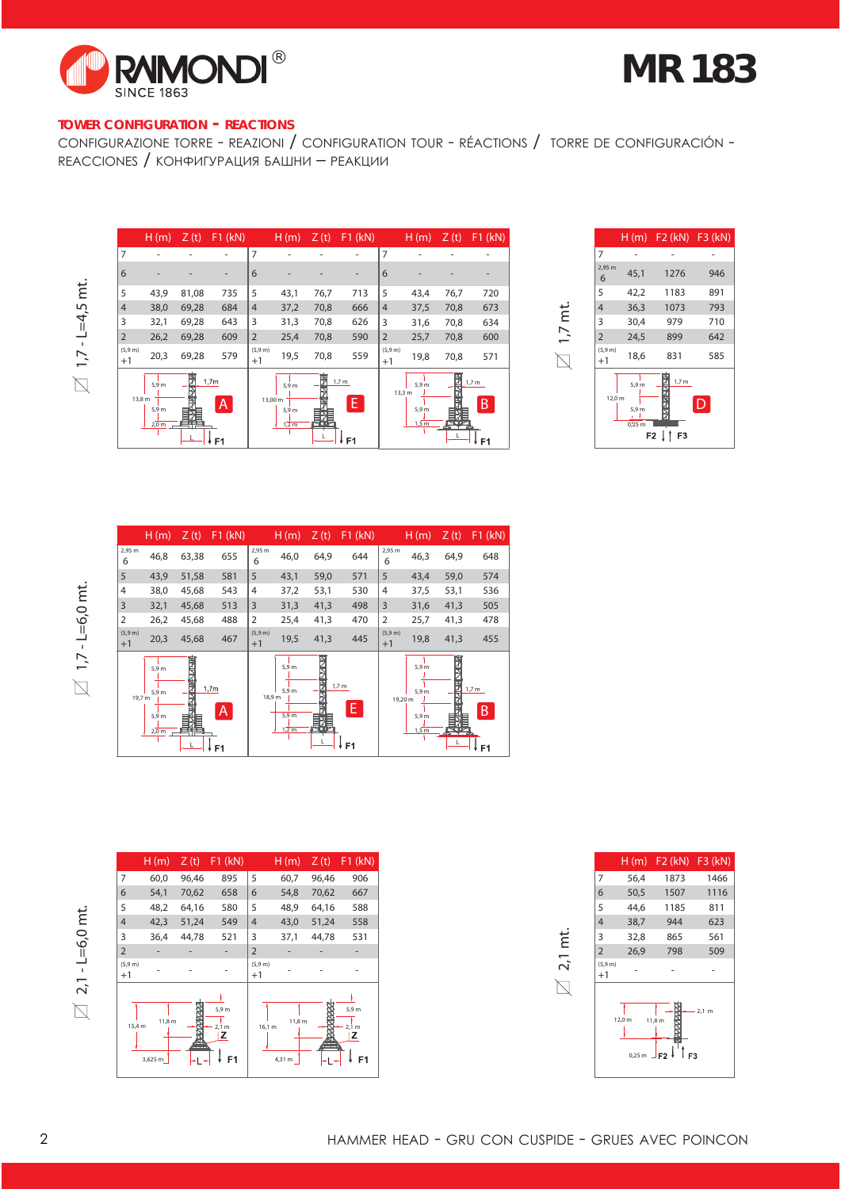# MR 183

## TOWER CONFIGURATION - REACTIONS

CONFIGURAZIONE TORRE - REAZIONI / CONFIGURATION TOUR - RÉACTIONS / TORRE DE CONFIGURACIÓN - REACCIONES / КОНФИГУРАЦИЯ БАШНИ – РЕАКЦИИ

### ⊠ 1,7 - L=4,5 mt.

| | H (m) | Z (t) | F1 (kN) | | H (m) | Z (t) | F1 (kN) | | H (m) | Z (t) | F1 (kN) |
|---|---|---|---|---|---|---|---|---|---|---|---|
| 7 | - | - | - | 7 | - | - | - | 7 | - | - | - |
| 6 | - | - | - | 6 | - | - | - | 6 | - | - | - |
| 5 | 43,9 | 81,08 | 735 | 5 | 43,1 | 76,7 | 713 | 5 | 43,4 | 76,7 | 720 |
| 4 | 38,0 | 69,28 | 684 | 4 | 37,2 | 70,8 | 666 | 4 | 37,5 | 70,8 | 673 |
| 3 | 32,1 | 69,28 | 643 | 3 | 31,3 | 70,8 | 626 | 3 | 31,6 | 70,8 | 634 |
| 2 | 26,2 | 69,28 | 609 | 2 | 25,4 | 70,8 | 590 | 2 | 25,7 | 70,8 | 600 |
| (5,9 m) +1 | 20,3 | 69,28 | 579 | (5,9 m) +1 | 19,5 | 70,8 | 559 | (5,9 m) +1 | 19,8 | 70,8 | 571 |

A: 5,9 m; 13,8 m; 5,9 m; 2,0 m; 1,7m; L; F1
E: 5,9 m; 13,00 m; 5,9 m; 1,2 m; 1,7 m; L; F1
B: 5,9 m; 13,3 m; 5,9 m; 1,5 m; 1,7 m; L; F1

### ⊠ 1,7 mt.

| | H (m) | F2 (kN) | F3 (kN) |
|---|---|---|---|
| 7 | - | - | - |
| 2,95 m 6 | 45,1 | 1276 | 946 |
| 5 | 42,2 | 1183 | 891 |
| 4 | 36,3 | 1073 | 793 |
| 3 | 30,4 | 979 | 710 |
| 2 | 24,5 | 899 | 642 |
| (5,9 m) +1 | 18,6 | 831 | 585 |

D: 5,9 m; 12,0 m; 5,9 m; 0,25 m; 1,7 m; F2; F3

### ⊠ 1,7 - L=6,0 mt.

| | H (m) | Z (t) | F1 (kN) | | H (m) | Z (t) | F1 (kN) | | H (m) | Z (t) | F1 (kN) |
|---|---|---|---|---|---|---|---|---|---|---|---|
| 2,95 m 6 | 46,8 | 63,38 | 655 | 2,95 m 6 | 46,0 | 64,9 | 644 | 2,95 m 6 | 46,3 | 64,9 | 648 |
| 5 | 43,9 | 51,58 | 581 | 5 | 43,1 | 59,0 | 571 | 5 | 43,4 | 59,0 | 574 |
| 4 | 38,0 | 45,68 | 543 | 4 | 37,2 | 53,1 | 530 | 4 | 37,5 | 53,1 | 536 |
| 3 | 32,1 | 45,68 | 513 | 3 | 31,3 | 41,3 | 498 | 3 | 31,6 | 41,3 | 505 |
| 2 | 26,2 | 45,68 | 488 | 2 | 25,4 | 41,3 | 470 | 2 | 25,7 | 41,3 | 478 |
| (5,9 m) +1 | 20,3 | 45,68 | 467 | (5,9 m) +1 | 19,5 | 41,3 | 445 | (5,9 m) +1 | 19,8 | 41,3 | 455 |

A: 5,9 m; 19,7 m; 5,9 m; 5,9 m; 2,0 m; 1,7m; L; F1
E: 5,9 m; 18,9 m; 5,9 m; 5,9 m; 1,2 m; 1,7 m; L; F1
B: 5,9 m; 19,20 m; 5,9 m; 5,9 m; 1,5 m; 1,7 m; L; F1

### ⊠ 2,1 - L=6,0 mt.

| | H (m) | Z (t) | F1 (kN) | | H (m) | Z (t) | F1 (kN) |
|---|---|---|---|---|---|---|---|
| 7 | 60,0 | 96,46 | 895 | 5 | 60,7 | 96,46 | 906 |
| 6 | 54,1 | 70,62 | 658 | 6 | 54,8 | 70,62 | 667 |
| 5 | 48,2 | 64,16 | 580 | 5 | 48,9 | 64,16 | 588 |
| 4 | 42,3 | 51,24 | 549 | 4 | 43,0 | 51,24 | 558 |
| 3 | 36,4 | 44,78 | 521 | 3 | 37,1 | 44,78 | 531 |
| 2 | - | - | - | 2 | - | - | - |
| (5,9 m) +1 | - | - | - | (5,9 m) +1 | - | - | - |

15,4 m; 11,8 m; 5,9 m; 2,1 m; Z; 3,625 m; L; F1
16,1 m; 11,8 m; 5,9 m; 2,1 m; Z; 4,31 m; L; F1

### ⊠ 2,1 mt.

| | H (m) | F2 (kN) | F3 (kN) |
|---|---|---|---|
| 7 | 56,4 | 1873 | 1466 |
| 6 | 50,5 | 1507 | 1116 |
| 5 | 44,6 | 1185 | 811 |
| 4 | 38,7 | 944 | 623 |
| 3 | 32,8 | 865 | 561 |
| 2 | 26,9 | 798 | 509 |
| (5,9 m) +1 | - | - | - |

12,0 m; 11,8 m; 2,1 m; 0,25 m; F2; F3

HAMMER HEAD - GRU CON CUSPIDE - GRUES AVEC POINCON